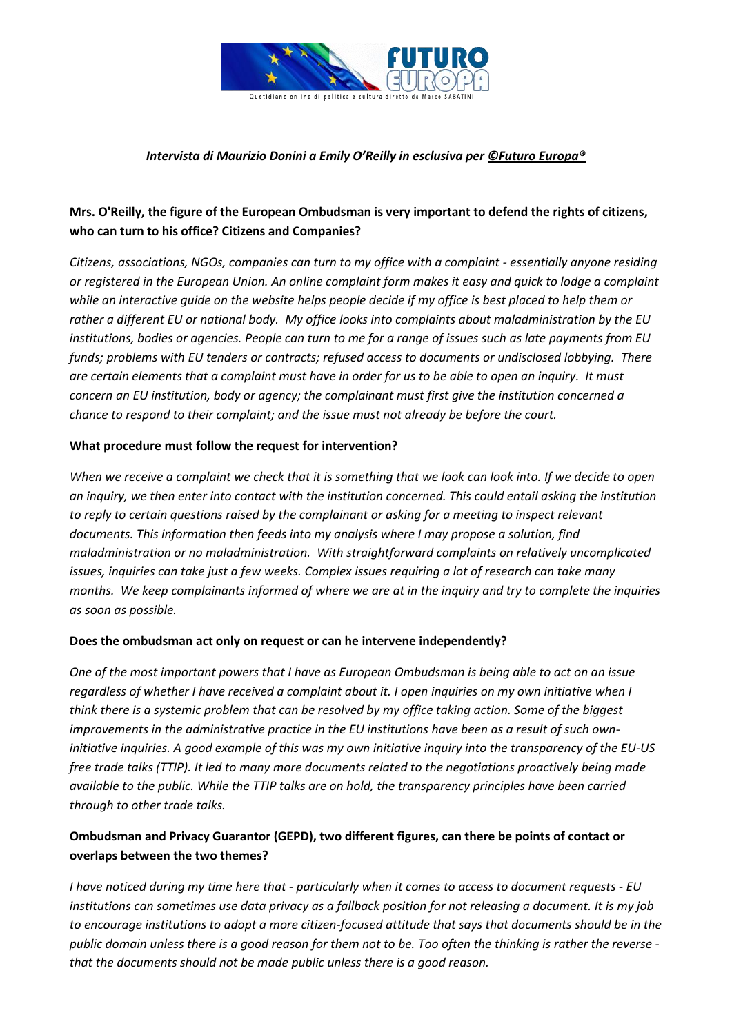***Intervista di Maurizio Donini a Emily O'Reilly in esclusiva per ©Futuro Europa®***

**Mrs. O'Reilly, the figure of the European Ombudsman is very important to defend the rights of citizens, who can turn to his office? Citizens and Companies?**

*Citizens, associations, NGOs, companies can turn to my office with a complaint - essentially anyone residing or registered in the European Union. An online complaint form makes it easy and quick to lodge a complaint while an interactive guide on the website helps people decide if my office is best placed to help them or rather a different EU or national body. My office looks into complaints about maladministration by the EU institutions, bodies or agencies. People can turn to me for a range of issues such as late payments from EU funds; problems with EU tenders or contracts; refused access to documents or undisclosed lobbying. There are certain elements that a complaint must have in order for us to be able to open an inquiry. It must concern an EU institution, body or agency; the complainant must first give the institution concerned a chance to respond to their complaint; and the issue must not already be before the court.*

**What procedure must follow the request for intervention?**

*When we receive a complaint we check that it is something that we look can look into. If we decide to open an inquiry, we then enter into contact with the institution concerned. This could entail asking the institution to reply to certain questions raised by the complainant or asking for a meeting to inspect relevant documents. This information then feeds into my analysis where I may propose a solution, find maladministration or no maladministration. With straightforward complaints on relatively uncomplicated issues, inquiries can take just a few weeks. Complex issues requiring a lot of research can take many months. We keep complainants informed of where we are at in the inquiry and try to complete the inquiries as soon as possible.*

**Does the ombudsman act only on request or can he intervene independently?**

*One of the most important powers that I have as European Ombudsman is being able to act on an issue regardless of whether I have received a complaint about it. I open inquiries on my own initiative when I think there is a systemic problem that can be resolved by my office taking action. Some of the biggest improvements in the administrative practice in the EU institutions have been as a result of such own-initiative inquiries. A good example of this was my own initiative inquiry into the transparency of the EU-US free trade talks (TTIP). It led to many more documents related to the negotiations proactively being made available to the public. While the TTIP talks are on hold, the transparency principles have been carried through to other trade talks.*

**Ombudsman and Privacy Guarantor (GEPD), two different figures, can there be points of contact or overlaps between the two themes?**

*I have noticed during my time here that - particularly when it comes to access to document requests - EU institutions can sometimes use data privacy as a fallback position for not releasing a document. It is my job to encourage institutions to adopt a more citizen-focused attitude that says that documents should be in the public domain unless there is a good reason for them not to be. Too often the thinking is rather the reverse - that the documents should not be made public unless there is a good reason.*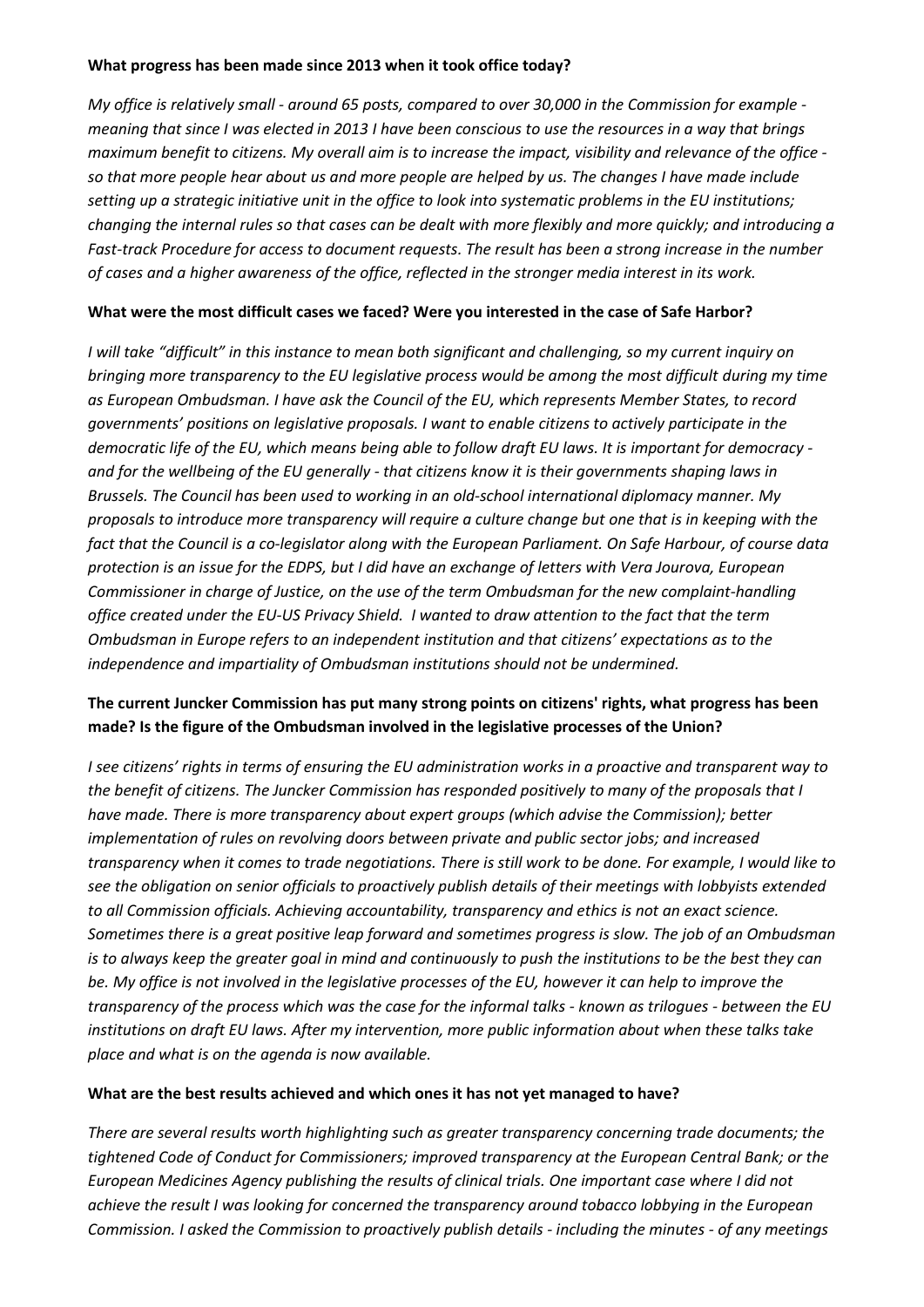**What progress has been made since 2013 when it took office today?**

*My office is relatively small - around 65 posts, compared to over 30,000 in the Commission for example - meaning that since I was elected in 2013 I have been conscious to use the resources in a way that brings maximum benefit to citizens. My overall aim is to increase the impact, visibility and relevance of the office - so that more people hear about us and more people are helped by us. The changes I have made include setting up a strategic initiative unit in the office to look into systematic problems in the EU institutions; changing the internal rules so that cases can be dealt with more flexibly and more quickly; and introducing a Fast-track Procedure for access to document requests. The result has been a strong increase in the number of cases and a higher awareness of the office, reflected in the stronger media interest in its work.*

**What were the most difficult cases we faced? Were you interested in the case of Safe Harbor?**

*I will take "difficult" in this instance to mean both significant and challenging, so my current inquiry on bringing more transparency to the EU legislative process would be among the most difficult during my time as European Ombudsman. I have ask the Council of the EU, which represents Member States, to record governments' positions on legislative proposals. I want to enable citizens to actively participate in the democratic life of the EU, which means being able to follow draft EU laws. It is important for democracy - and for the wellbeing of the EU generally - that citizens know it is their governments shaping laws in Brussels. The Council has been used to working in an old-school international diplomacy manner. My proposals to introduce more transparency will require a culture change but one that is in keeping with the fact that the Council is a co-legislator along with the European Parliament. On Safe Harbour, of course data protection is an issue for the EDPS, but I did have an exchange of letters with Vera Jourova, European Commissioner in charge of Justice, on the use of the term Ombudsman for the new complaint-handling office created under the EU-US Privacy Shield. I wanted to draw attention to the fact that the term Ombudsman in Europe refers to an independent institution and that citizens' expectations as to the independence and impartiality of Ombudsman institutions should not be undermined.*

**The current Juncker Commission has put many strong points on citizens' rights, what progress has been made? Is the figure of the Ombudsman involved in the legislative processes of the Union?**

*I see citizens' rights in terms of ensuring the EU administration works in a proactive and transparent way to the benefit of citizens. The Juncker Commission has responded positively to many of the proposals that I have made. There is more transparency about expert groups (which advise the Commission); better implementation of rules on revolving doors between private and public sector jobs; and increased transparency when it comes to trade negotiations. There is still work to be done. For example, I would like to see the obligation on senior officials to proactively publish details of their meetings with lobbyists extended to all Commission officials. Achieving accountability, transparency and ethics is not an exact science. Sometimes there is a great positive leap forward and sometimes progress is slow. The job of an Ombudsman is to always keep the greater goal in mind and continuously to push the institutions to be the best they can be. My office is not involved in the legislative processes of the EU, however it can help to improve the transparency of the process which was the case for the informal talks - known as trilogues - between the EU institutions on draft EU laws. After my intervention, more public information about when these talks take place and what is on the agenda is now available.*

**What are the best results achieved and which ones it has not yet managed to have?**

*There are several results worth highlighting such as greater transparency concerning trade documents; the tightened Code of Conduct for Commissioners; improved transparency at the European Central Bank; or the European Medicines Agency publishing the results of clinical trials. One important case where I did not achieve the result I was looking for concerned the transparency around tobacco lobbying in the European Commission. I asked the Commission to proactively publish details - including the minutes - of any meetings*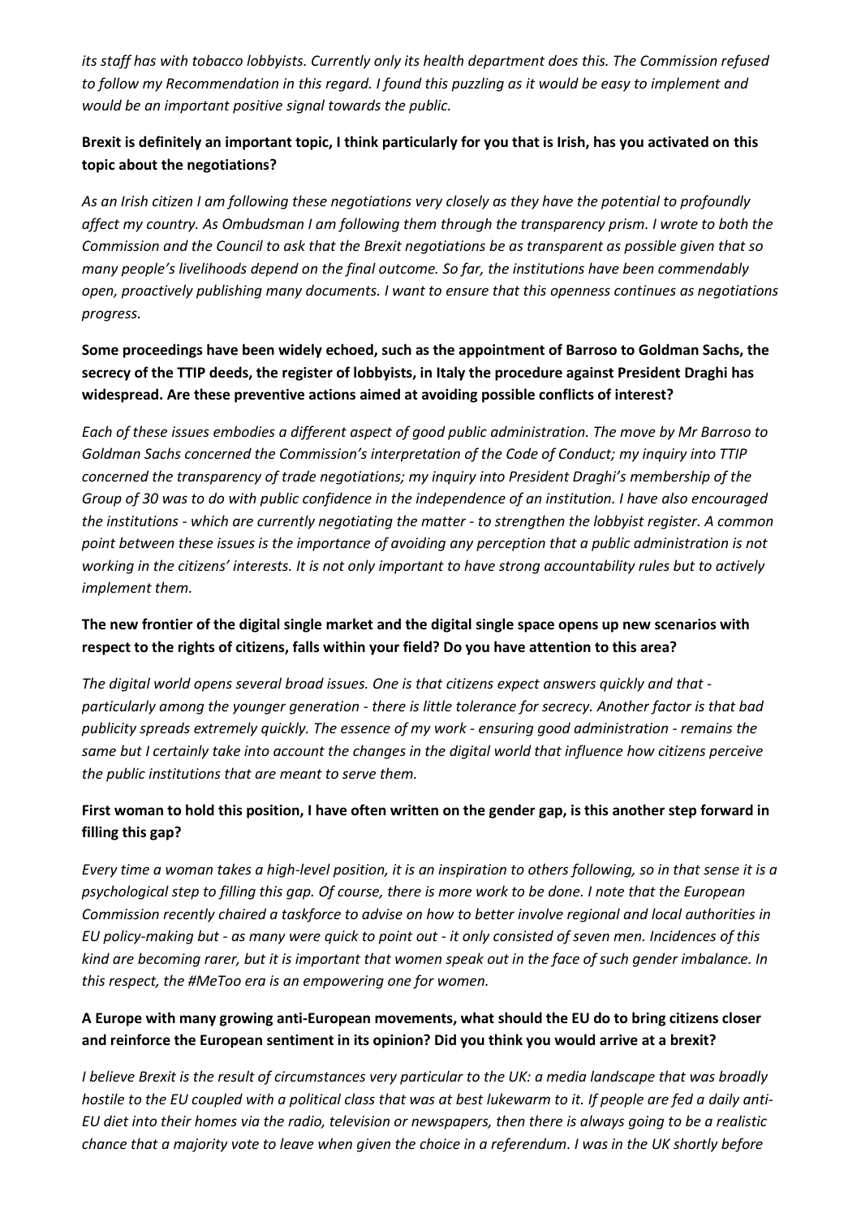*its staff has with tobacco lobbyists. Currently only its health department does this. The Commission refused to follow my Recommendation in this regard. I found this puzzling as it would be easy to implement and would be an important positive signal towards the public.*

**Brexit is definitely an important topic, I think particularly for you that is Irish, has you activated on this topic about the negotiations?**

*As an Irish citizen I am following these negotiations very closely as they have the potential to profoundly affect my country. As Ombudsman I am following them through the transparency prism. I wrote to both the Commission and the Council to ask that the Brexit negotiations be as transparent as possible given that so many people's livelihoods depend on the final outcome. So far, the institutions have been commendably open, proactively publishing many documents. I want to ensure that this openness continues as negotiations progress.*

**Some proceedings have been widely echoed, such as the appointment of Barroso to Goldman Sachs, the secrecy of the TTIP deeds, the register of lobbyists, in Italy the procedure against President Draghi has widespread. Are these preventive actions aimed at avoiding possible conflicts of interest?**

*Each of these issues embodies a different aspect of good public administration. The move by Mr Barroso to Goldman Sachs concerned the Commission's interpretation of the Code of Conduct; my inquiry into TTIP concerned the transparency of trade negotiations; my inquiry into President Draghi's membership of the Group of 30 was to do with public confidence in the independence of an institution. I have also encouraged the institutions - which are currently negotiating the matter - to strengthen the lobbyist register. A common point between these issues is the importance of avoiding any perception that a public administration is not working in the citizens' interests. It is not only important to have strong accountability rules but to actively implement them.*

**The new frontier of the digital single market and the digital single space opens up new scenarios with respect to the rights of citizens, falls within your field? Do you have attention to this area?**

*The digital world opens several broad issues. One is that citizens expect answers quickly and that - particularly among the younger generation - there is little tolerance for secrecy. Another factor is that bad publicity spreads extremely quickly. The essence of my work - ensuring good administration - remains the same but I certainly take into account the changes in the digital world that influence how citizens perceive the public institutions that are meant to serve them.*

**First woman to hold this position, I have often written on the gender gap, is this another step forward in filling this gap?**

*Every time a woman takes a high-level position, it is an inspiration to others following, so in that sense it is a psychological step to filling this gap. Of course, there is more work to be done. I note that the European Commission recently chaired a taskforce to advise on how to better involve regional and local authorities in EU policy-making but - as many were quick to point out - it only consisted of seven men. Incidences of this kind are becoming rarer, but it is important that women speak out in the face of such gender imbalance. In this respect, the #MeToo era is an empowering one for women.*

**A Europe with many growing anti-European movements, what should the EU do to bring citizens closer and reinforce the European sentiment in its opinion? Did you think you would arrive at a brexit?**

*I believe Brexit is the result of circumstances very particular to the UK: a media landscape that was broadly hostile to the EU coupled with a political class that was at best lukewarm to it. If people are fed a daily anti-EU diet into their homes via the radio, television or newspapers, then there is always going to be a realistic chance that a majority vote to leave when given the choice in a referendum. I was in the UK shortly before*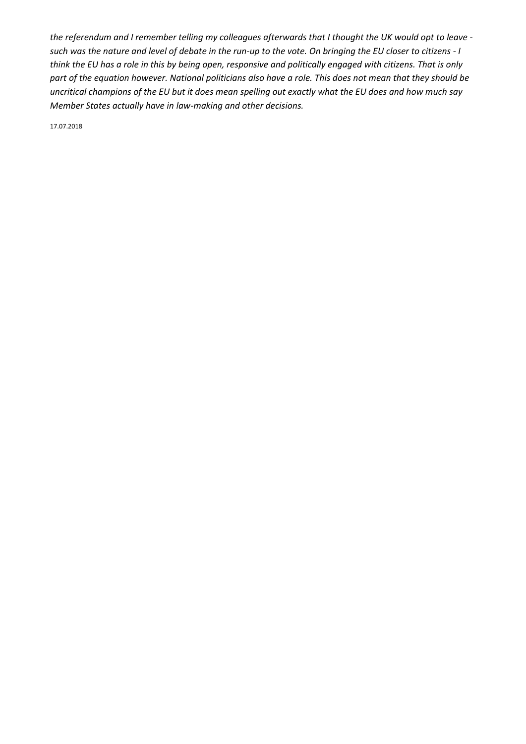*the referendum and I remember telling my colleagues afterwards that I thought the UK would opt to leave - such was the nature and level of debate in the run-up to the vote. On bringing the EU closer to citizens - I think the EU has a role in this by being open, responsive and politically engaged with citizens. That is only part of the equation however. National politicians also have a role. This does not mean that they should be uncritical champions of the EU but it does mean spelling out exactly what the EU does and how much say Member States actually have in law-making and other decisions.*

17.07.2018